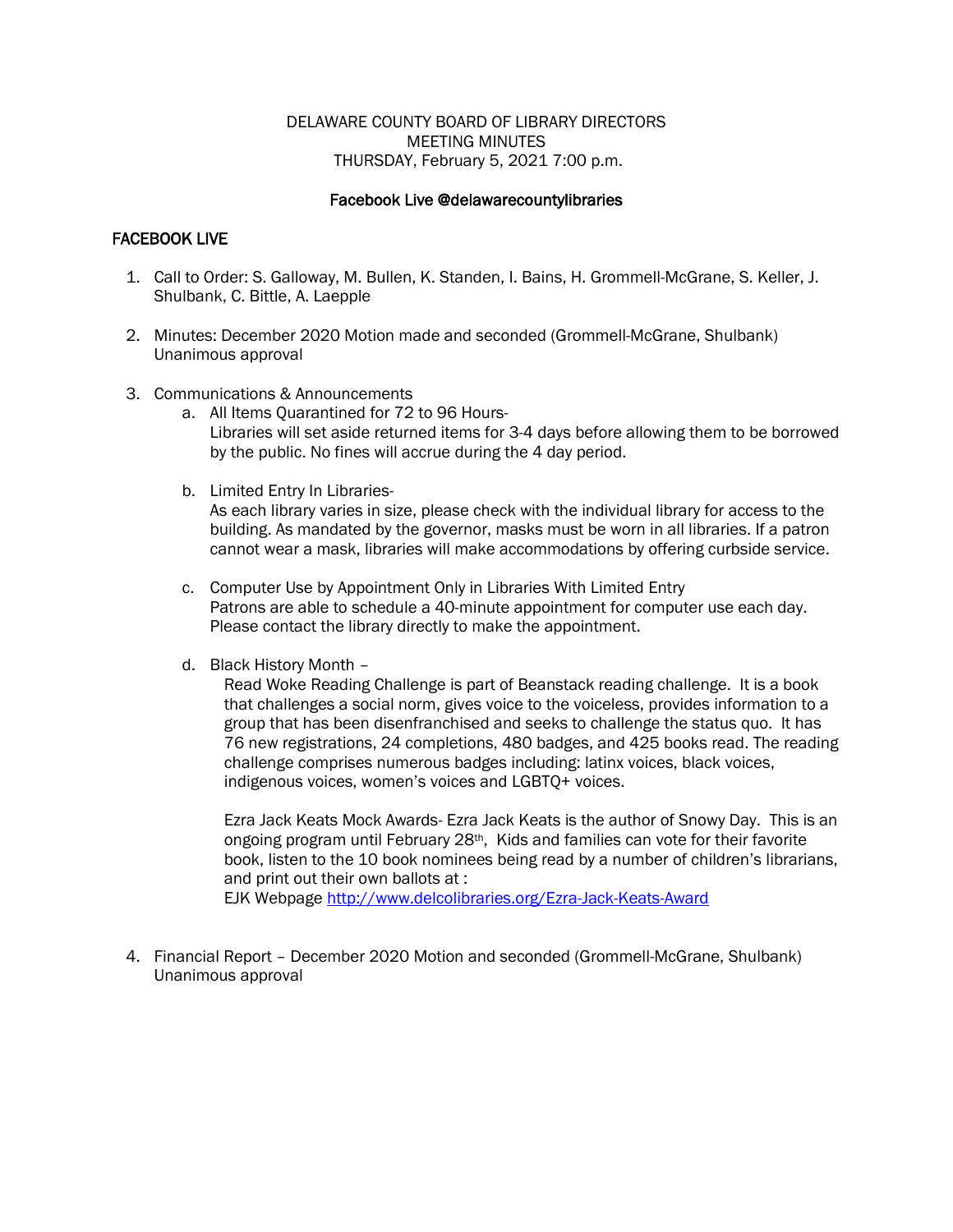DELAWARE COUNTY BOARD OF LIBRARY DIRECTORS
MEETING MINUTES
THURSDAY, February 5, 2021 7:00 p.m.

**Facebook Live @delawarecountylibraries**

## FACEBOOK LIVE

1. Call to Order: S. Galloway, M. Bullen, K. Standen, I. Bains, H. Grommell-McGrane, S. Keller, J. Shulbank, C. Bittle, A. Laepple

2. Minutes: December 2020 Motion made and seconded (Grommell-McGrane, Shulbank) Unanimous approval

3. Communications & Announcements
   a. All Items Quarantined for 72 to 96 Hours-
      Libraries will set aside returned items for 3-4 days before allowing them to be borrowed by the public. No fines will accrue during the 4 day period.

   b. Limited Entry In Libraries-
      As each library varies in size, please check with the individual library for access to the building. As mandated by the governor, masks must be worn in all libraries. If a patron cannot wear a mask, libraries will make accommodations by offering curbside service.

   c. Computer Use by Appointment Only in Libraries With Limited Entry
      Patrons are able to schedule a 40-minute appointment for computer use each day. Please contact the library directly to make the appointment.

   d. Black History Month –
      Read Woke Reading Challenge is part of Beanstack reading challenge. It is a book that challenges a social norm, gives voice to the voiceless, provides information to a group that has been disenfranchised and seeks to challenge the status quo. It has 76 new registrations, 24 completions, 480 badges, and 425 books read. The reading challenge comprises numerous badges including: latinx voices, black voices, indigenous voices, women's voices and LGBTQ+ voices.

      Ezra Jack Keats Mock Awards- Ezra Jack Keats is the author of Snowy Day. This is an ongoing program until February 28th, Kids and families can vote for their favorite book, listen to the 10 book nominees being read by a number of children's librarians, and print out their own ballots at :
      EJK Webpage http://www.delcolibraries.org/Ezra-Jack-Keats-Award

4. Financial Report – December 2020 Motion and seconded (Grommell-McGrane, Shulbank) Unanimous approval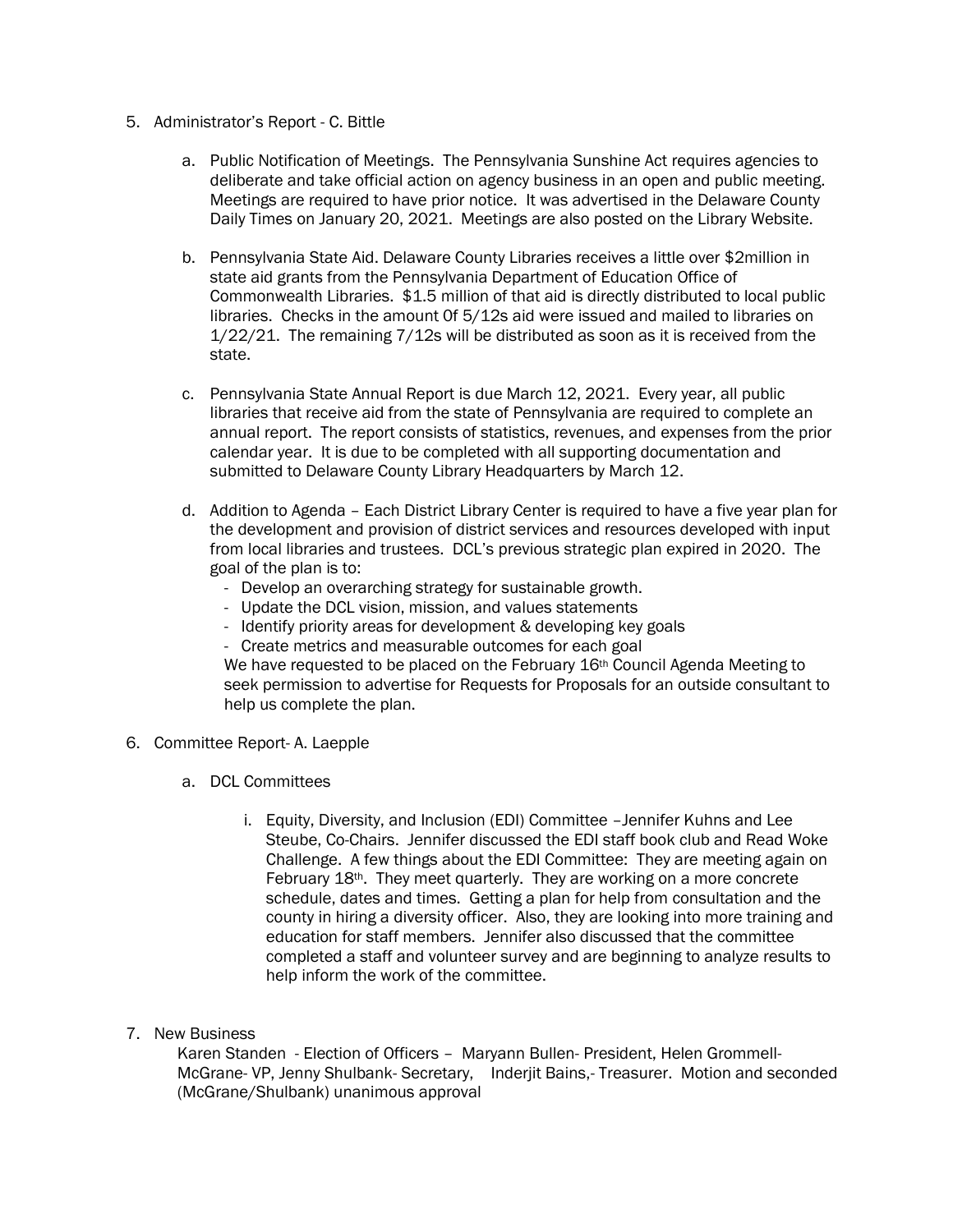5. Administrator's Report - C. Bittle

   a. Public Notification of Meetings. The Pennsylvania Sunshine Act requires agencies to deliberate and take official action on agency business in an open and public meeting. Meetings are required to have prior notice. It was advertised in the Delaware County Daily Times on January 20, 2021. Meetings are also posted on the Library Website.

   b. Pennsylvania State Aid. Delaware County Libraries receives a little over $2million in state aid grants from the Pennsylvania Department of Education Office of Commonwealth Libraries. $1.5 million of that aid is directly distributed to local public libraries. Checks in the amount 0f 5/12s aid were issued and mailed to libraries on 1/22/21. The remaining 7/12s will be distributed as soon as it is received from the state.

   c. Pennsylvania State Annual Report is due March 12, 2021. Every year, all public libraries that receive aid from the state of Pennsylvania are required to complete an annual report. The report consists of statistics, revenues, and expenses from the prior calendar year. It is due to be completed with all supporting documentation and submitted to Delaware County Library Headquarters by March 12.

   d. Addition to Agenda – Each District Library Center is required to have a five year plan for the development and provision of district services and resources developed with input from local libraries and trustees. DCL's previous strategic plan expired in 2020. The goal of the plan is to:
      - Develop an overarching strategy for sustainable growth.
      - Update the DCL vision, mission, and values statements
      - Identify priority areas for development & developing key goals
      - Create metrics and measurable outcomes for each goal

      We have requested to be placed on the February 16th Council Agenda Meeting to seek permission to advertise for Requests for Proposals for an outside consultant to help us complete the plan.

6. Committee Report- A. Laepple

   a. DCL Committees

      i. Equity, Diversity, and Inclusion (EDI) Committee –Jennifer Kuhns and Lee Steube, Co-Chairs. Jennifer discussed the EDI staff book club and Read Woke Challenge. A few things about the EDI Committee: They are meeting again on February 18th. They meet quarterly. They are working on a more concrete schedule, dates and times. Getting a plan for help from consultation and the county in hiring a diversity officer. Also, they are looking into more training and education for staff members. Jennifer also discussed that the committee completed a staff and volunteer survey and are beginning to analyze results to help inform the work of the committee.

7. New Business

   Karen Standen - Election of Officers – Maryann Bullen- President, Helen Grommell-McGrane- VP, Jenny Shulbank- Secretary, Inderjit Bains,- Treasurer. Motion and seconded (McGrane/Shulbank) unanimous approval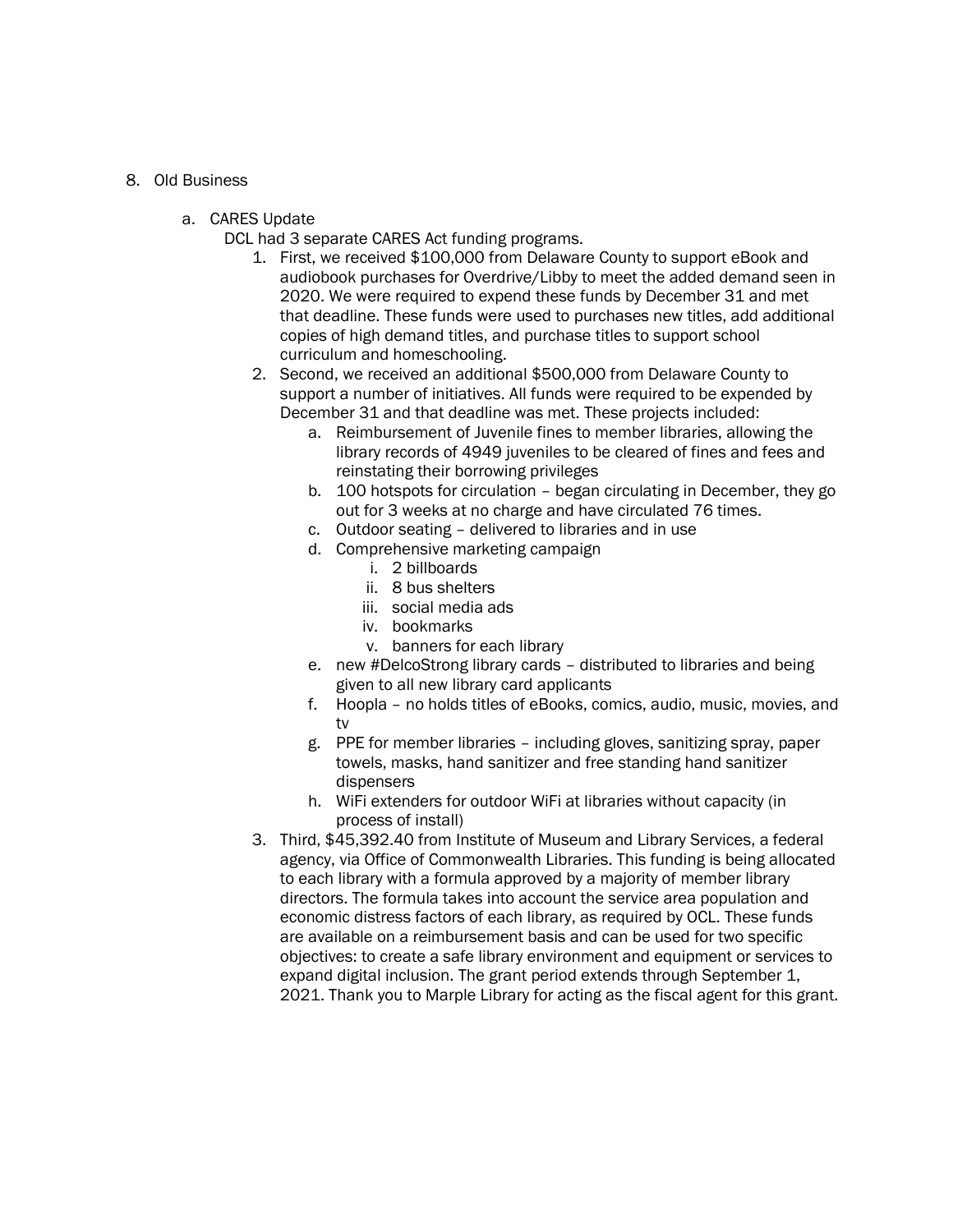8. Old Business

    a. CARES Update

        DCL had 3 separate CARES Act funding programs.

        1. First, we received $100,000 from Delaware County to support eBook and audiobook purchases for Overdrive/Libby to meet the added demand seen in 2020. We were required to expend these funds by December 31 and met that deadline. These funds were used to purchases new titles, add additional copies of high demand titles, and purchase titles to support school curriculum and homeschooling.
        2. Second, we received an additional $500,000 from Delaware County to support a number of initiatives. All funds were required to be expended by December 31 and that deadline was met. These projects included:
            a. Reimbursement of Juvenile fines to member libraries, allowing the library records of 4949 juveniles to be cleared of fines and fees and reinstating their borrowing privileges
            b. 100 hotspots for circulation – began circulating in December, they go out for 3 weeks at no charge and have circulated 76 times.
            c. Outdoor seating – delivered to libraries and in use
            d. Comprehensive marketing campaign
                i. 2 billboards
                ii. 8 bus shelters
                iii. social media ads
                iv. bookmarks
                v. banners for each library
            e. new #DelcoStrong library cards – distributed to libraries and being given to all new library card applicants
            f. Hoopla – no holds titles of eBooks, comics, audio, music, movies, and tv
            g. PPE for member libraries – including gloves, sanitizing spray, paper towels, masks, hand sanitizer and free standing hand sanitizer dispensers
            h. WiFi extenders for outdoor WiFi at libraries without capacity (in process of install)
        3. Third, $45,392.40 from Institute of Museum and Library Services, a federal agency, via Office of Commonwealth Libraries. This funding is being allocated to each library with a formula approved by a majority of member library directors. The formula takes into account the service area population and economic distress factors of each library, as required by OCL. These funds are available on a reimbursement basis and can be used for two specific objectives: to create a safe library environment and equipment or services to expand digital inclusion. The grant period extends through September 1, 2021. Thank you to Marple Library for acting as the fiscal agent for this grant.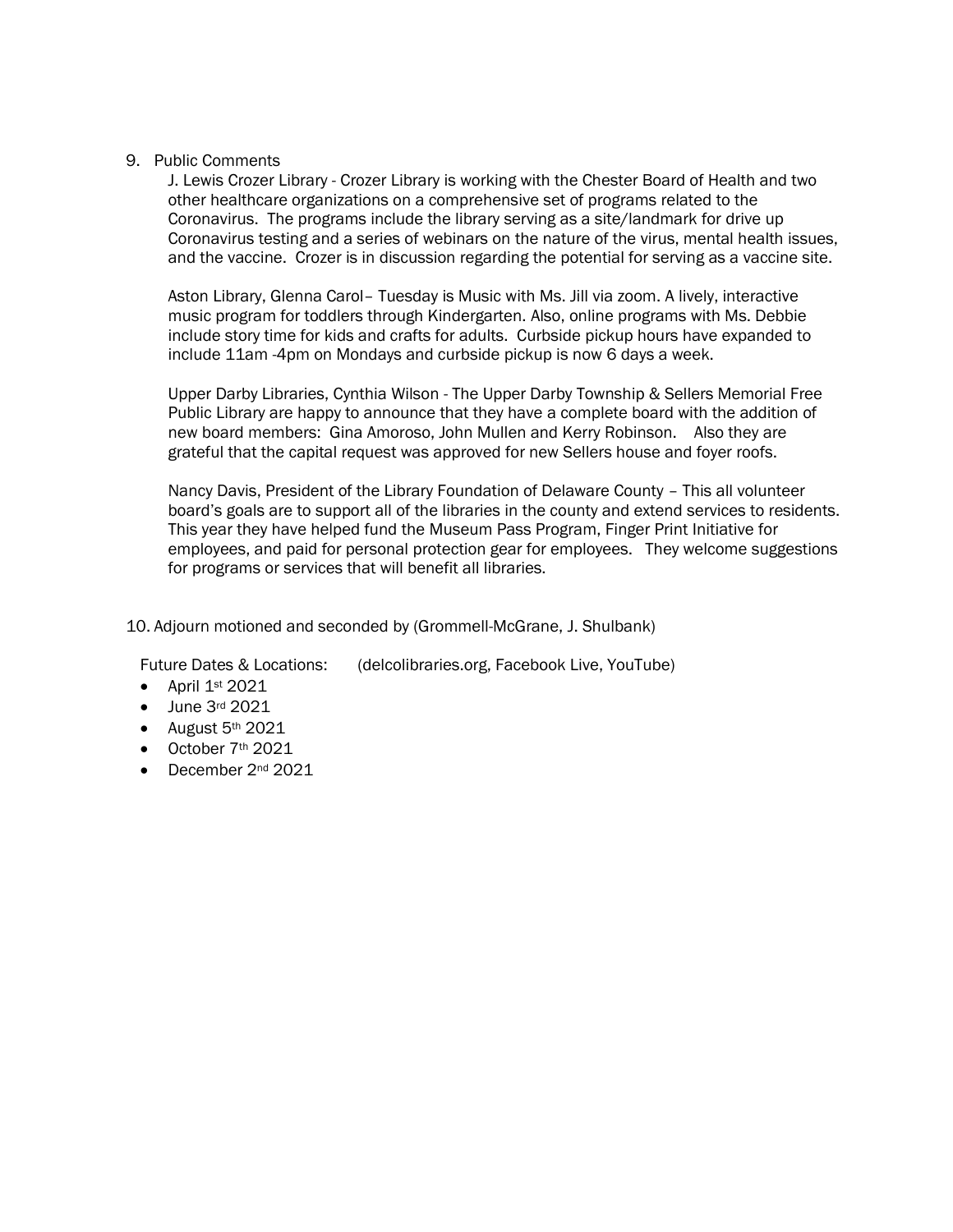9. Public Comments

   J. Lewis Crozer Library - Crozer Library is working with the Chester Board of Health and two other healthcare organizations on a comprehensive set of programs related to the Coronavirus. The programs include the library serving as a site/landmark for drive up Coronavirus testing and a series of webinars on the nature of the virus, mental health issues, and the vaccine. Crozer is in discussion regarding the potential for serving as a vaccine site.

   Aston Library, Glenna Carol– Tuesday is Music with Ms. Jill via zoom. A lively, interactive music program for toddlers through Kindergarten. Also, online programs with Ms. Debbie include story time for kids and crafts for adults. Curbside pickup hours have expanded to include 11am -4pm on Mondays and curbside pickup is now 6 days a week.

   Upper Darby Libraries, Cynthia Wilson - The Upper Darby Township & Sellers Memorial Free Public Library are happy to announce that they have a complete board with the addition of new board members: Gina Amoroso, John Mullen and Kerry Robinson. Also they are grateful that the capital request was approved for new Sellers house and foyer roofs.

   Nancy Davis, President of the Library Foundation of Delaware County – This all volunteer board's goals are to support all of the libraries in the county and extend services to residents. This year they have helped fund the Museum Pass Program, Finger Print Initiative for employees, and paid for personal protection gear for employees. They welcome suggestions for programs or services that will benefit all libraries.

10. Adjourn motioned and seconded by (Grommell-McGrane, J. Shulbank)

    Future Dates & Locations: (delcolibraries.org, Facebook Live, YouTube)

- April 1st 2021
- June 3rd 2021
- August 5th 2021
- October 7th 2021
- December 2nd 2021